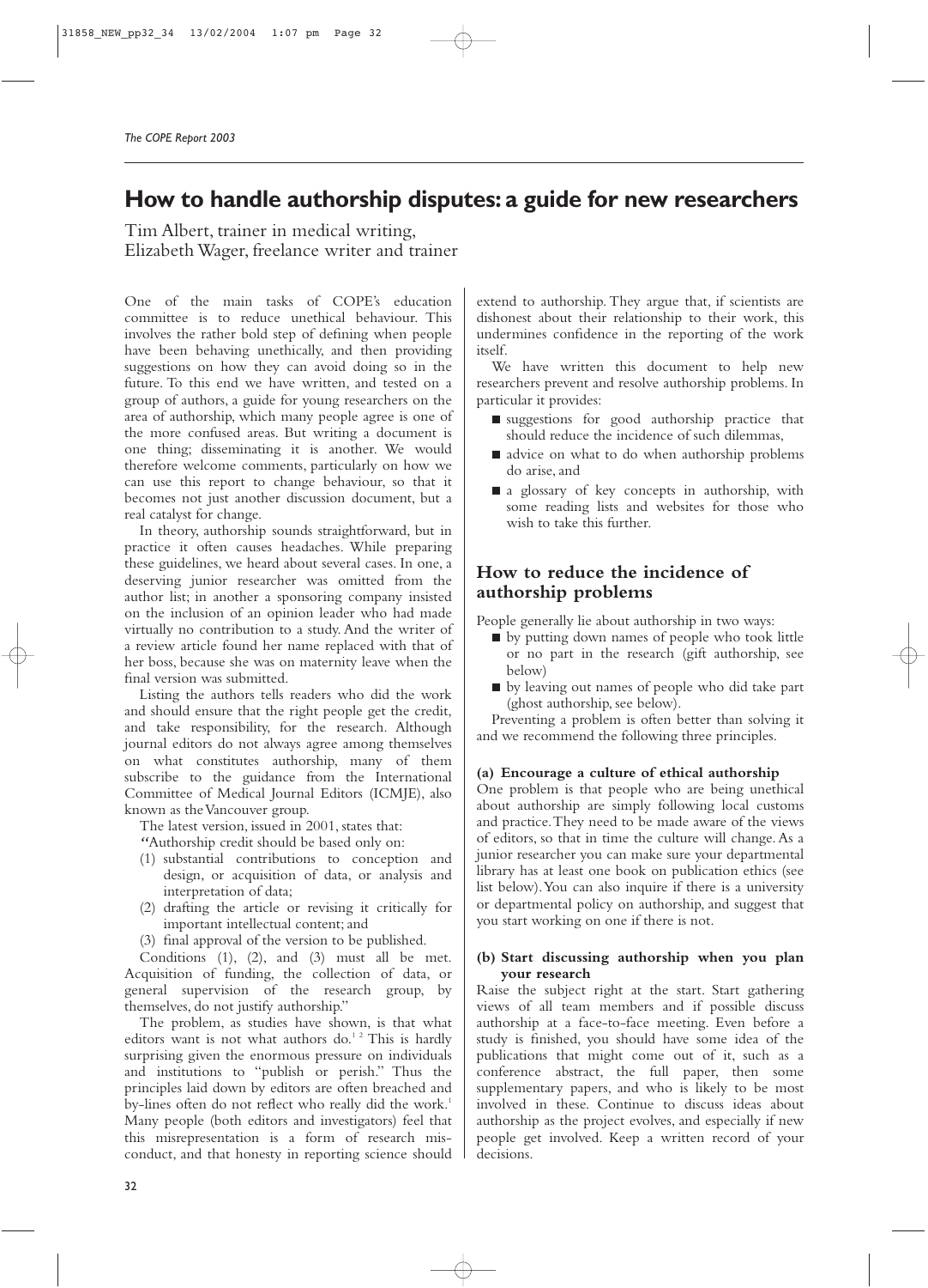# How to handle authorship disputes: a guide for new researchers

Tim Albert, trainer in medical writing,
Elizabeth Wager, freelance writer and trainer

One of the main tasks of COPE's education committee is to reduce unethical behaviour. This involves the rather bold step of defining when people have been behaving unethically, and then providing suggestions on how they can avoid doing so in the future. To this end we have written, and tested on a group of authors, a guide for young researchers on the area of authorship, which many people agree is one of the more confused areas. But writing a document is one thing; disseminating it is another. We would therefore welcome comments, particularly on how we can use this report to change behaviour, so that it becomes not just another discussion document, but a real catalyst for change.

In theory, authorship sounds straightforward, but in practice it often causes headaches. While preparing these guidelines, we heard about several cases. In one, a deserving junior researcher was omitted from the author list; in another a sponsoring company insisted on the inclusion of an opinion leader who had made virtually no contribution to a study. And the writer of a review article found her name replaced with that of her boss, because she was on maternity leave when the final version was submitted.

Listing the authors tells readers who did the work and should ensure that the right people get the credit, and take responsibility, for the research. Although journal editors do not always agree among themselves on what constitutes authorship, many of them subscribe to the guidance from the International Committee of Medical Journal Editors (ICMJE), also known as the Vancouver group.

The latest version, issued in 2001, states that:

"Authorship credit should be based only on:

(1) substantial contributions to conception and design, or acquisition of data, or analysis and interpretation of data;
(2) drafting the article or revising it critically for important intellectual content; and
(3) final approval of the version to be published.

Conditions (1), (2), and (3) must all be met. Acquisition of funding, the collection of data, or general supervision of the research group, by themselves, do not justify authorship."

The problem, as studies have shown, is that what editors want is not what authors do.[1 2] This is hardly surprising given the enormous pressure on individuals and institutions to "publish or perish." Thus the principles laid down by editors are often breached and by-lines often do not reflect who really did the work.[1] Many people (both editors and investigators) feel that this misrepresentation is a form of research misconduct, and that honesty in reporting science should extend to authorship. They argue that, if scientists are dishonest about their relationship to their work, this undermines confidence in the reporting of the work itself.

We have written this document to help new researchers prevent and resolve authorship problems. In particular it provides:

- suggestions for good authorship practice that should reduce the incidence of such dilemmas,
- advice on what to do when authorship problems do arise, and
- a glossary of key concepts in authorship, with some reading lists and websites for those who wish to take this further.

## How to reduce the incidence of authorship problems

People generally lie about authorship in two ways:

- by putting down names of people who took little or no part in the research (gift authorship, see below)
- by leaving out names of people who did take part (ghost authorship, see below).

Preventing a problem is often better than solving it and we recommend the following three principles.

### (a) Encourage a culture of ethical authorship

One problem is that people who are being unethical about authorship are simply following local customs and practice. They need to be made aware of the views of editors, so that in time the culture will change. As a junior researcher you can make sure your departmental library has at least one book on publication ethics (see list below). You can also inquire if there is a university or departmental policy on authorship, and suggest that you start working on one if there is not.

### (b) Start discussing authorship when you plan your research

Raise the subject right at the start. Start gathering views of all team members and if possible discuss authorship at a face-to-face meeting. Even before a study is finished, you should have some idea of the publications that might come out of it, such as a conference abstract, the full paper, then some supplementary papers, and who is likely to be most involved in these. Continue to discuss ideas about authorship as the project evolves, and especially if new people get involved. Keep a written record of your decisions.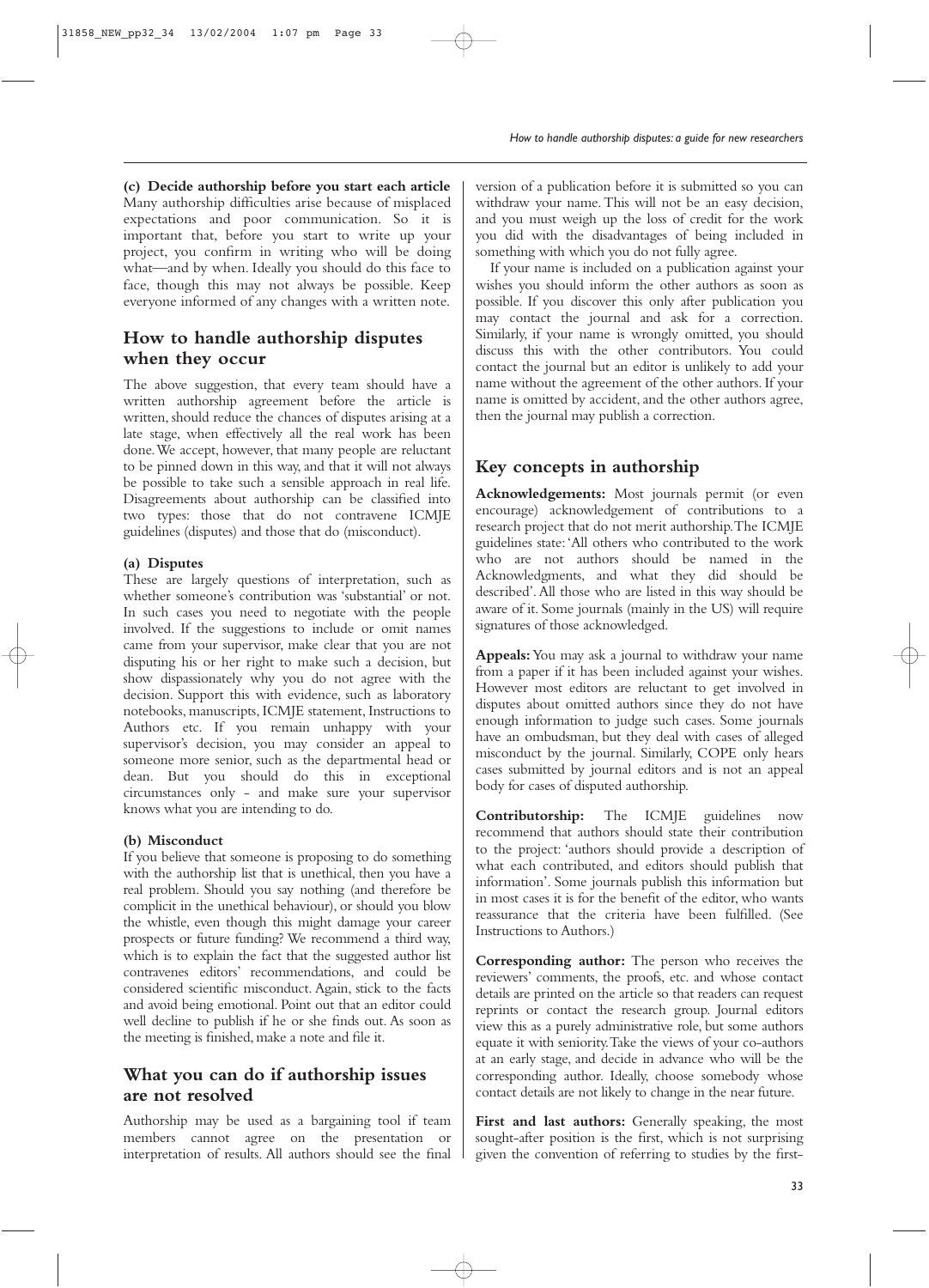**(c) Decide authorship before you start each article**
Many authorship difficulties arise because of misplaced expectations and poor communication. So it is important that, before you start to write up your project, you confirm in writing who will be doing what—and by when. Ideally you should do this face to face, though this may not always be possible. Keep everyone informed of any changes with a written note.

## How to handle authorship disputes when they occur

The above suggestion, that every team should have a written authorship agreement before the article is written, should reduce the chances of disputes arising at a late stage, when effectively all the real work has been done. We accept, however, that many people are reluctant to be pinned down in this way, and that it will not always be possible to take such a sensible approach in real life. Disagreements about authorship can be classified into two types: those that do not contravene ICMJE guidelines (disputes) and those that do (misconduct).

### (a) Disputes

These are largely questions of interpretation, such as whether someone's contribution was 'substantial' or not. In such cases you need to negotiate with the people involved. If the suggestions to include or omit names came from your supervisor, make clear that you are not disputing his or her right to make such a decision, but show dispassionately why you do not agree with the decision. Support this with evidence, such as laboratory notebooks, manuscripts, ICMJE statement, Instructions to Authors etc. If you remain unhappy with your supervisor's decision, you may consider an appeal to someone more senior, such as the departmental head or dean. But you should do this in exceptional circumstances only - and make sure your supervisor knows what you are intending to do.

### (b) Misconduct

If you believe that someone is proposing to do something with the authorship list that is unethical, then you have a real problem. Should you say nothing (and therefore be complicit in the unethical behaviour), or should you blow the whistle, even though this might damage your career prospects or future funding? We recommend a third way, which is to explain the fact that the suggested author list contravenes editors' recommendations, and could be considered scientific misconduct. Again, stick to the facts and avoid being emotional. Point out that an editor could well decline to publish if he or she finds out. As soon as the meeting is finished, make a note and file it.

## What you can do if authorship issues are not resolved

Authorship may be used as a bargaining tool if team members cannot agree on the presentation or interpretation of results. All authors should see the final version of a publication before it is submitted so you can withdraw your name. This will not be an easy decision, and you must weigh up the loss of credit for the work you did with the disadvantages of being included in something with which you do not fully agree.

If your name is included on a publication against your wishes you should inform the other authors as soon as possible. If you discover this only after publication you may contact the journal and ask for a correction. Similarly, if your name is wrongly omitted, you should discuss this with the other contributors. You could contact the journal but an editor is unlikely to add your name without the agreement of the other authors. If your name is omitted by accident, and the other authors agree, then the journal may publish a correction.

## Key concepts in authorship

**Acknowledgements:** Most journals permit (or even encourage) acknowledgement of contributions to a research project that do not merit authorship. The ICMJE guidelines state: 'All others who contributed to the work who are not authors should be named in the Acknowledgments, and what they did should be described'. All those who are listed in this way should be aware of it. Some journals (mainly in the US) will require signatures of those acknowledged.

**Appeals:** You may ask a journal to withdraw your name from a paper if it has been included against your wishes. However most editors are reluctant to get involved in disputes about omitted authors since they do not have enough information to judge such cases. Some journals have an ombudsman, but they deal with cases of alleged misconduct by the journal. Similarly, COPE only hears cases submitted by journal editors and is not an appeal body for cases of disputed authorship.

**Contributorship:** The ICMJE guidelines now recommend that authors should state their contribution to the project: 'authors should provide a description of what each contributed, and editors should publish that information'. Some journals publish this information but in most cases it is for the benefit of the editor, who wants reassurance that the criteria have been fulfilled. (See Instructions to Authors.)

**Corresponding author:** The person who receives the reviewers' comments, the proofs, etc. and whose contact details are printed on the article so that readers can request reprints or contact the research group. Journal editors view this as a purely administrative role, but some authors equate it with seniority. Take the views of your co-authors at an early stage, and decide in advance who will be the corresponding author. Ideally, choose somebody whose contact details are not likely to change in the near future.

**First and last authors:** Generally speaking, the most sought-after position is the first, which is not surprising given the convention of referring to studies by the first-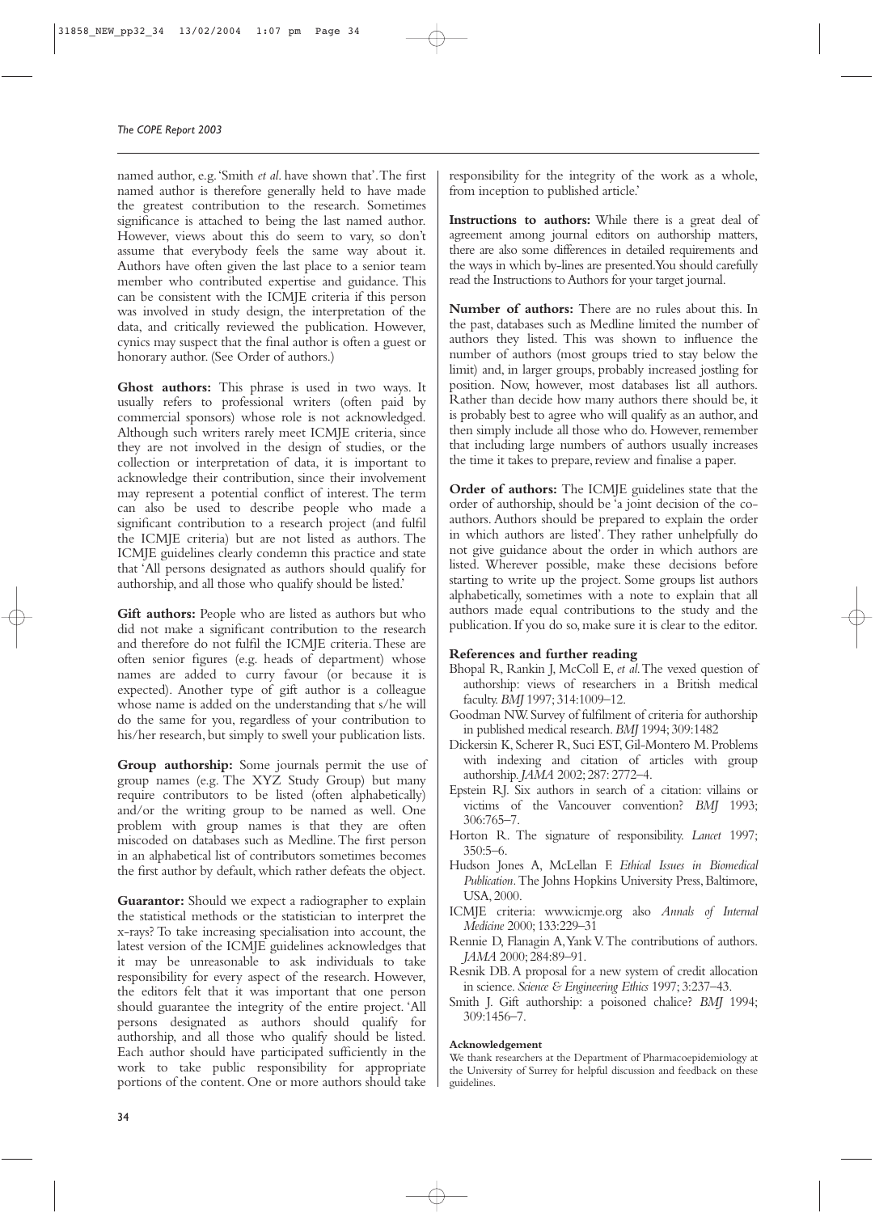named author, e.g. 'Smith *et al*. have shown that'. The first named author is therefore generally held to have made the greatest contribution to the research. Sometimes significance is attached to being the last named author. However, views about this do seem to vary, so don't assume that everybody feels the same way about it. Authors have often given the last place to a senior team member who contributed expertise and guidance. This can be consistent with the ICMJE criteria if this person was involved in study design, the interpretation of the data, and critically reviewed the publication. However, cynics may suspect that the final author is often a guest or honorary author. (See Order of authors.)

**Ghost authors:** This phrase is used in two ways. It usually refers to professional writers (often paid by commercial sponsors) whose role is not acknowledged. Although such writers rarely meet ICMJE criteria, since they are not involved in the design of studies, or the collection or interpretation of data, it is important to acknowledge their contribution, since their involvement may represent a potential conflict of interest. The term can also be used to describe people who made a significant contribution to a research project (and fulfil the ICMJE criteria) but are not listed as authors. The ICMJE guidelines clearly condemn this practice and state that 'All persons designated as authors should qualify for authorship, and all those who qualify should be listed.'

**Gift authors:** People who are listed as authors but who did not make a significant contribution to the research and therefore do not fulfil the ICMJE criteria. These are often senior figures (e.g. heads of department) whose names are added to curry favour (or because it is expected). Another type of gift author is a colleague whose name is added on the understanding that s/he will do the same for you, regardless of your contribution to his/her research, but simply to swell your publication lists.

**Group authorship:** Some journals permit the use of group names (e.g. The XYZ Study Group) but many require contributors to be listed (often alphabetically) and/or the writing group to be named as well. One problem with group names is that they are often miscoded on databases such as Medline. The first person in an alphabetical list of contributors sometimes becomes the first author by default, which rather defeats the object.

**Guarantor:** Should we expect a radiographer to explain the statistical methods or the statistician to interpret the x-rays? To take increasing specialisation into account, the latest version of the ICMJE guidelines acknowledges that it may be unreasonable to ask individuals to take responsibility for every aspect of the research. However, the editors felt that it was important that one person should guarantee the integrity of the entire project. 'All persons designated as authors should qualify for authorship, and all those who qualify should be listed. Each author should have participated sufficiently in the work to take public responsibility for appropriate portions of the content. One or more authors should take responsibility for the integrity of the work as a whole, from inception to published article.'

**Instructions to authors:** While there is a great deal of agreement among journal editors on authorship matters, there are also some differences in detailed requirements and the ways in which by-lines are presented. You should carefully read the Instructions to Authors for your target journal.

**Number of authors:** There are no rules about this. In the past, databases such as Medline limited the number of authors they listed. This was shown to influence the number of authors (most groups tried to stay below the limit) and, in larger groups, probably increased jostling for position. Now, however, most databases list all authors. Rather than decide how many authors there should be, it is probably best to agree who will qualify as an author, and then simply include all those who do. However, remember that including large numbers of authors usually increases the time it takes to prepare, review and finalise a paper.

**Order of authors:** The ICMJE guidelines state that the order of authorship, should be 'a joint decision of the co-authors. Authors should be prepared to explain the order in which authors are listed'. They rather unhelpfully do not give guidance about the order in which authors are listed. Wherever possible, make these decisions before starting to write up the project. Some groups list authors alphabetically, sometimes with a note to explain that all authors made equal contributions to the study and the publication. If you do so, make sure it is clear to the editor.

### References and further reading

Bhopal R, Rankin J, McColl E, *et al*. The vexed question of authorship: views of researchers in a British medical faculty. *BMJ* 1997; 314:1009–12.

Goodman NW. Survey of fulfilment of criteria for authorship in published medical research. *BMJ* 1994; 309:1482

Dickersin K, Scherer R, Suci EST, Gil-Montero M. Problems with indexing and citation of articles with group authorship. *JAMA* 2002; 287: 2772–4.

Epstein RJ. Six authors in search of a citation: villains or victims of the Vancouver convention? *BMJ* 1993; 306:765–7.

Horton R. The signature of responsibility. *Lancet* 1997; 350:5–6.

Hudson Jones A, McLellan F. *Ethical Issues in Biomedical Publication*. The Johns Hopkins University Press, Baltimore, USA, 2000.

ICMJE criteria: www.icmje.org also *Annals of Internal Medicine* 2000; 133:229–31

Rennie D, Flanagin A, Yank V. The contributions of authors. *JAMA* 2000; 284:89–91.

Resnik DB. A proposal for a new system of credit allocation in science. *Science & Engineering Ethics* 1997; 3:237–43.

Smith J. Gift authorship: a poisoned chalice? *BMJ* 1994; 309:1456–7.

#### Acknowledgement

We thank researchers at the Department of Pharmacoepidemiology at the University of Surrey for helpful discussion and feedback on these guidelines.